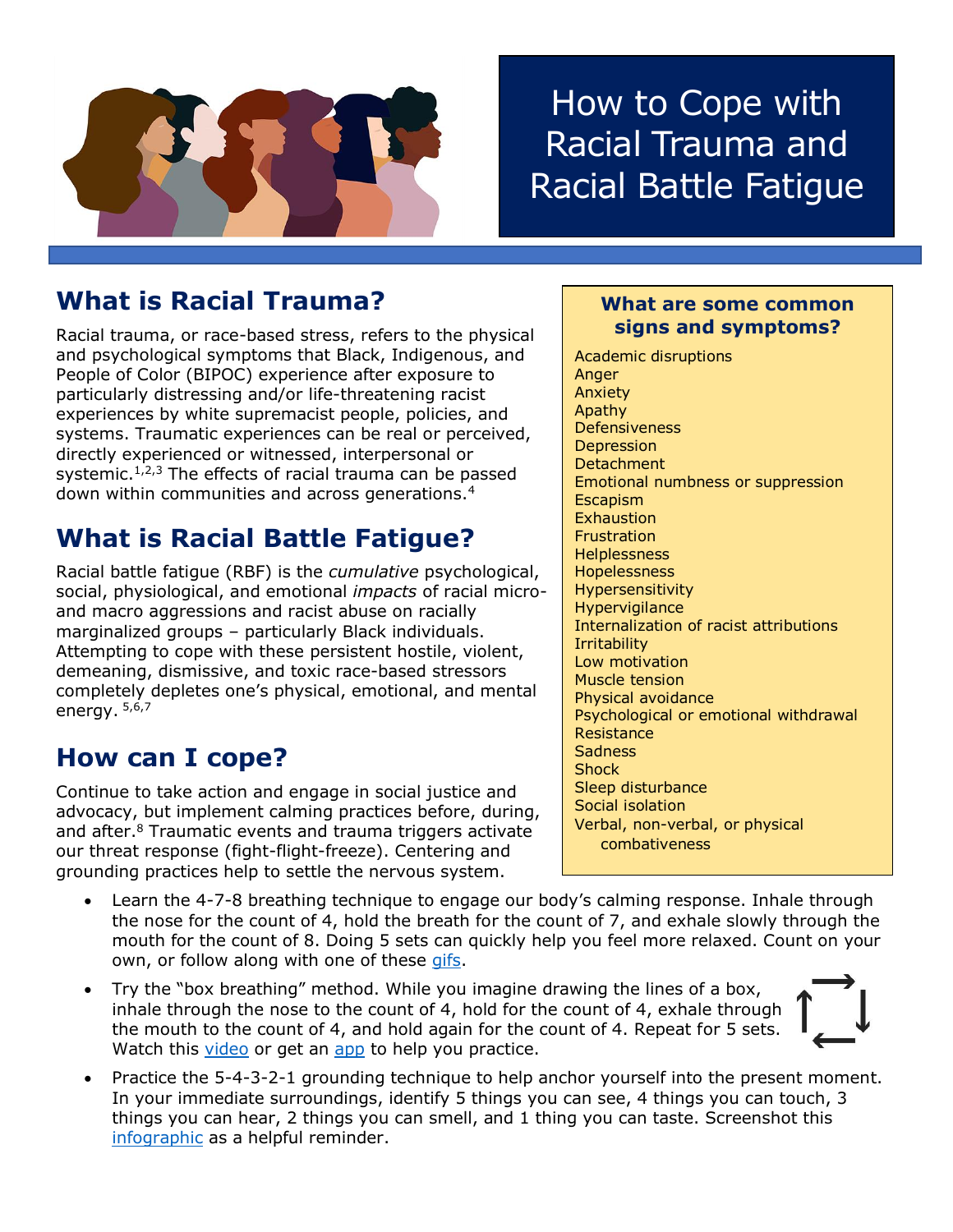# How to Cope with Racial Trauma and Racial Battle Fatigue

## What is Racial Trauma?

Racial trauma, or race-based stress, refers to the physical and psychological symptoms that Black, Indigenous, and People of Color (BIPOC) experience after exposure to particularly distressing and/or life-threatening racist experiences by white supremacist people, policies, and systems. Traumatic experiences can be real or perceived, directly experienced or witnessed, interpersonal or systemic.[1,2,3] The effects of racial trauma can be passed down within communities and across generations.[4]

## What is Racial Battle Fatigue?

Racial battle fatigue (RBF) is the *cumulative* psychological, social, physiological, and emotional *impacts* of racial micro- and macro aggressions and racist abuse on racially marginalized groups – particularly Black individuals. Attempting to cope with these persistent hostile, violent, demeaning, dismissive, and toxic race-based stressors completely depletes one's physical, emotional, and mental energy. [5,6,7]

### What are some common signs and symptoms?

- Academic disruptions
- Anger
- Anxiety
- Apathy
- Defensiveness
- Depression
- Detachment
- Emotional numbness or suppression
- Escapism
- Exhaustion
- Frustration
- Helplessness
- Hopelessness
- Hypersensitivity
- Hypervigilance
- Internalization of racist attributions
- Irritability
- Low motivation
- Muscle tension
- Physical avoidance
- Psychological or emotional withdrawal
- Resistance
- Sadness
- Shock
- Sleep disturbance
- Social isolation
- Verbal, non-verbal, or physical combativeness

## How can I cope?

Continue to take action and engage in social justice and advocacy, but implement calming practices before, during, and after.[8] Traumatic events and trauma triggers activate our threat response (fight-flight-freeze). Centering and grounding practices help to settle the nervous system.

- Learn the 4-7-8 breathing technique to engage our body's calming response. Inhale through the nose for the count of 4, hold the breath for the count of 7, and exhale slowly through the mouth for the count of 8. Doing 5 sets can quickly help you feel more relaxed. Count on your own, or follow along with one of these gifs.
- Try the "box breathing" method. While you imagine drawing the lines of a box, inhale through the nose to the count of 4, hold for the count of 4, exhale through the mouth to the count of 4, and hold again for the count of 4. Repeat for 5 sets. Watch this video or get an app to help you practice.
- Practice the 5-4-3-2-1 grounding technique to help anchor yourself into the present moment. In your immediate surroundings, identify 5 things you can see, 4 things you can touch, 3 things you can hear, 2 things you can smell, and 1 thing you can taste. Screenshot this infographic as a helpful reminder.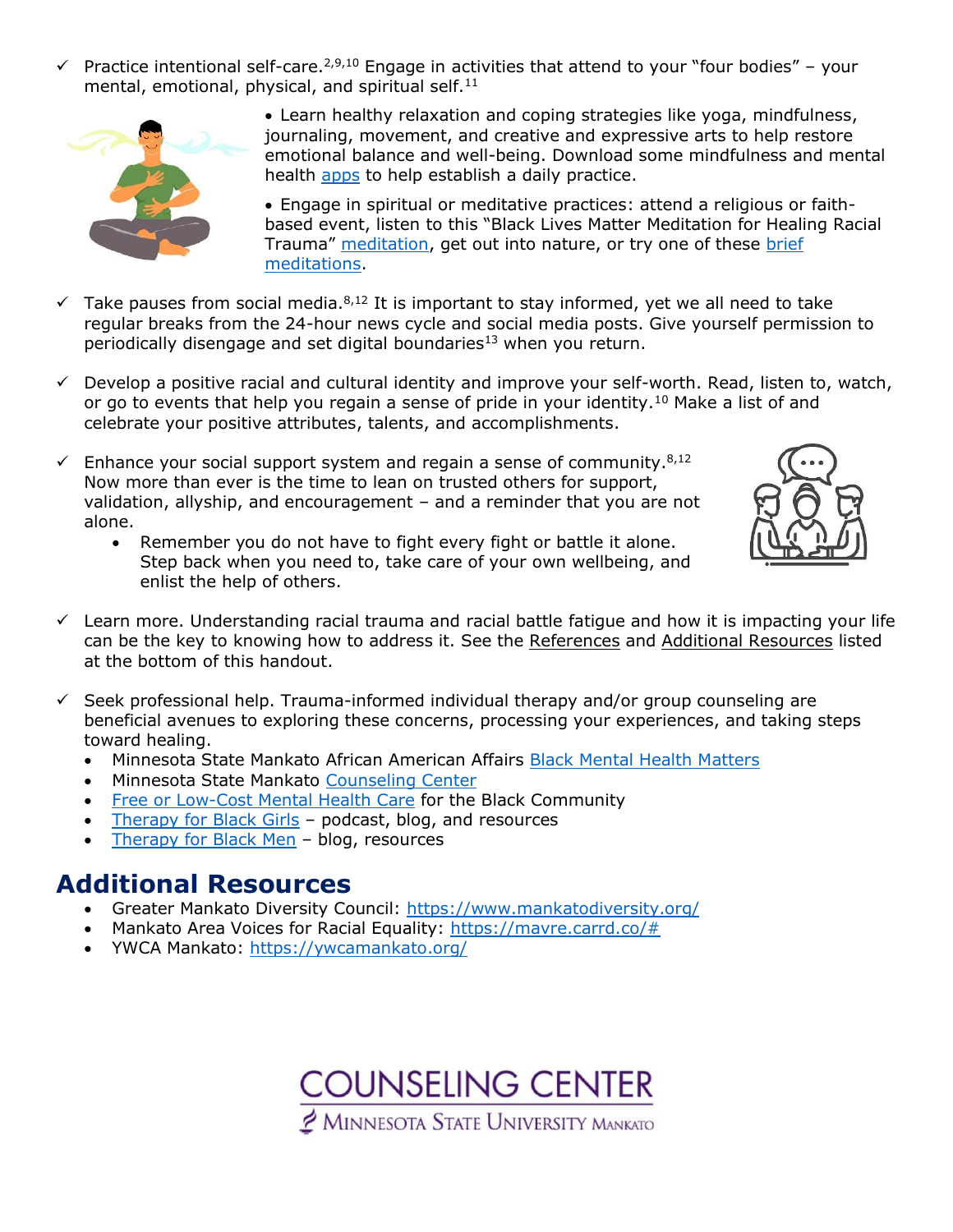- ✓ Practice intentional self-care.[2,9,10] Engage in activities that attend to your "four bodies" – your mental, emotional, physical, and spiritual self.[11]
  - Learn healthy relaxation and coping strategies like yoga, mindfulness, journaling, movement, and creative and expressive arts to help restore emotional balance and well-being. Download some mindfulness and mental health apps to help establish a daily practice.
  - Engage in spiritual or meditative practices: attend a religious or faith-based event, listen to this "Black Lives Matter Meditation for Healing Racial Trauma" meditation, get out into nature, or try one of these brief meditations.

- ✓ Take pauses from social media.[8,12] It is important to stay informed, yet we all need to take regular breaks from the 24-hour news cycle and social media posts. Give yourself permission to periodically disengage and set digital boundaries[13] when you return.

- ✓ Develop a positive racial and cultural identity and improve your self-worth. Read, listen to, watch, or go to events that help you regain a sense of pride in your identity.[10] Make a list of and celebrate your positive attributes, talents, and accomplishments.

- ✓ Enhance your social support system and regain a sense of community.[8,12] Now more than ever is the time to lean on trusted others for support, validation, allyship, and encouragement – and a reminder that you are not alone.
  - Remember you do not have to fight every fight or battle it alone. Step back when you need to, take care of your own wellbeing, and enlist the help of others.

- ✓ Learn more. Understanding racial trauma and racial battle fatigue and how it is impacting your life can be the key to knowing how to address it. See the References and Additional Resources listed at the bottom of this handout.

- ✓ Seek professional help. Trauma-informed individual therapy and/or group counseling are beneficial avenues to exploring these concerns, processing your experiences, and taking steps toward healing.
  - Minnesota State Mankato African American Affairs Black Mental Health Matters
  - Minnesota State Mankato Counseling Center
  - Free or Low-Cost Mental Health Care for the Black Community
  - Therapy for Black Girls – podcast, blog, and resources
  - Therapy for Black Men – blog, resources

## Additional Resources

- Greater Mankato Diversity Council: https://www.mankatodiversity.org/
- Mankato Area Voices for Racial Equality: https://mavre.carrd.co/#
- YWCA Mankato: https://ywcamankato.org/

COUNSELING CENTER
MINNESOTA STATE UNIVERSITY MANKATO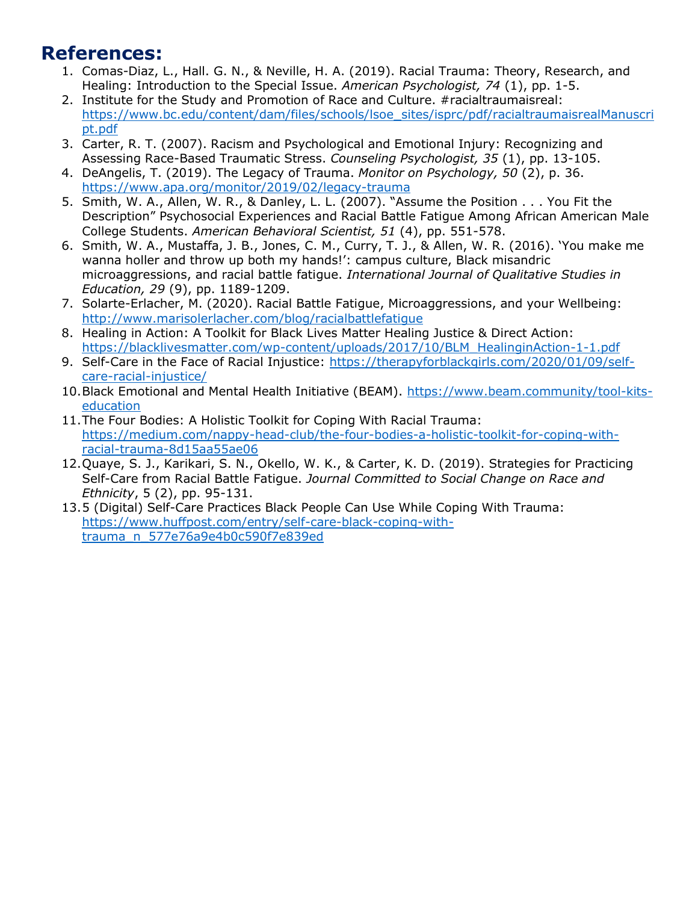# References:

1. Comas-Diaz, L., Hall. G. N., & Neville, H. A. (2019). Racial Trauma: Theory, Research, and Healing: Introduction to the Special Issue. *American Psychologist, 74* (1), pp. 1-5.
2. Institute for the Study and Promotion of Race and Culture. #racialtraumaisreal: https://www.bc.edu/content/dam/files/schools/lsoe_sites/isprc/pdf/racialtraumaisrealManuscript.pdf
3. Carter, R. T. (2007). Racism and Psychological and Emotional Injury: Recognizing and Assessing Race-Based Traumatic Stress. *Counseling Psychologist, 35* (1), pp. 13-105.
4. DeAngelis, T. (2019). The Legacy of Trauma. *Monitor on Psychology, 50* (2), p. 36. https://www.apa.org/monitor/2019/02/legacy-trauma
5. Smith, W. A., Allen, W. R., & Danley, L. L. (2007). "Assume the Position . . . You Fit the Description" Psychosocial Experiences and Racial Battle Fatigue Among African American Male College Students. *American Behavioral Scientist, 51* (4), pp. 551-578.
6. Smith, W. A., Mustaffa, J. B., Jones, C. M., Curry, T. J., & Allen, W. R. (2016). 'You make me wanna holler and throw up both my hands!': campus culture, Black misandric microaggressions, and racial battle fatigue. *International Journal of Qualitative Studies in Education, 29* (9), pp. 1189-1209.
7. Solarte-Erlacher, M. (2020). Racial Battle Fatigue, Microaggressions, and your Wellbeing: http://www.marisolerlacher.com/blog/racialbattlefatigue
8. Healing in Action: A Toolkit for Black Lives Matter Healing Justice & Direct Action: https://blacklivesmatter.com/wp-content/uploads/2017/10/BLM_HealinginAction-1-1.pdf
9. Self-Care in the Face of Racial Injustice: https://therapyforblackgirls.com/2020/01/09/self-care-racial-injustice/
10. Black Emotional and Mental Health Initiative (BEAM). https://www.beam.community/tool-kits-education
11. The Four Bodies: A Holistic Toolkit for Coping With Racial Trauma: https://medium.com/nappy-head-club/the-four-bodies-a-holistic-toolkit-for-coping-with-racial-trauma-8d15aa55ae06
12. Quaye, S. J., Karikari, S. N., Okello, W. K., & Carter, K. D. (2019). Strategies for Practicing Self-Care from Racial Battle Fatigue. *Journal Committed to Social Change on Race and Ethnicity*, 5 (2), pp. 95-131.
13. 5 (Digital) Self-Care Practices Black People Can Use While Coping With Trauma: https://www.huffpost.com/entry/self-care-black-coping-with-trauma_n_577e76a9e4b0c590f7e839ed